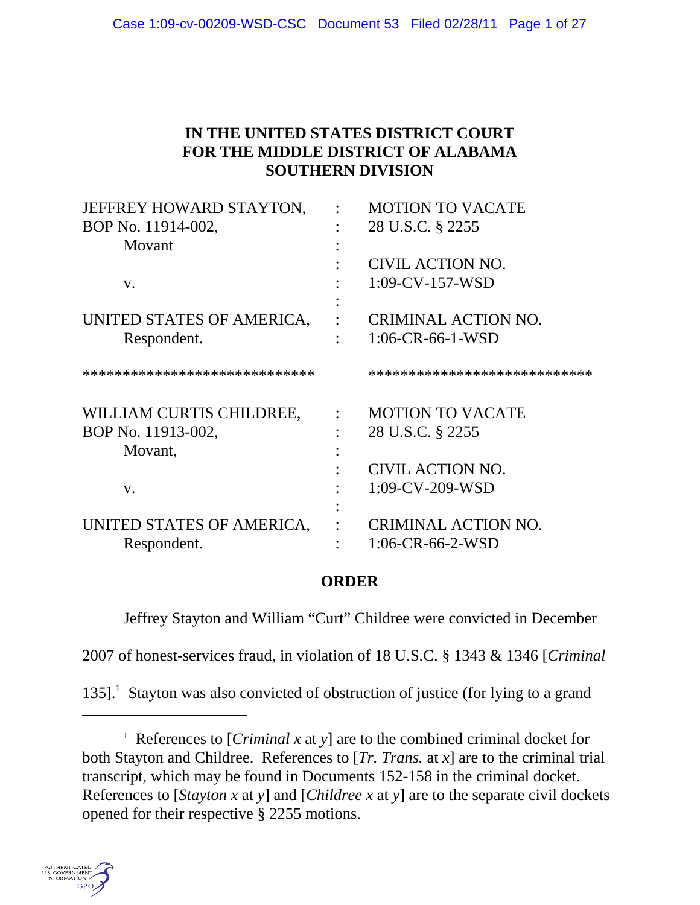**IN THE UNITED STATES DISTRICT COURT**
**FOR THE MIDDLE DISTRICT OF ALABAMA**
**SOUTHERN DIVISION**

| | | |
|---|---|---|
| JEFFREY HOWARD STAYTON, | : | MOTION TO VACATE |
| BOP No. 11914-002, | : | 28 U.S.C. § 2255 |
| Movant | : | |
| | : | CIVIL ACTION NO. |
| v. | : | 1:09-CV-157-WSD |
| | : | |
| UNITED STATES OF AMERICA, | : | CRIMINAL ACTION NO. |
| Respondent. | : | 1:06-CR-66-1-WSD |

**************************** ****************************

| | | |
|---|---|---|
| WILLIAM CURTIS CHILDREE, | : | MOTION TO VACATE |
| BOP No. 11913-002, | : | 28 U.S.C. § 2255 |
| Movant, | : | |
| | : | CIVIL ACTION NO. |
| v. | : | 1:09-CV-209-WSD |
| | : | |
| UNITED STATES OF AMERICA, | : | CRIMINAL ACTION NO. |
| Respondent. | : | 1:06-CR-66-2-WSD |

**ORDER**

Jeffrey Stayton and William "Curt" Childree were convicted in December 2007 of honest-services fraud, in violation of 18 U.S.C. § 1343 & 1346 [*Criminal* 135].[1] Stayton was also convicted of obstruction of justice (for lying to a grand

[1] References to [*Criminal x* at *y*] are to the combined criminal docket for both Stayton and Childree. References to [*Tr. Trans.* at *x*] are to the criminal trial transcript, which may be found in Documents 152-158 in the criminal docket. References to [*Stayton x* at *y*] and [*Childree x* at *y*] are to the separate civil dockets opened for their respective § 2255 motions.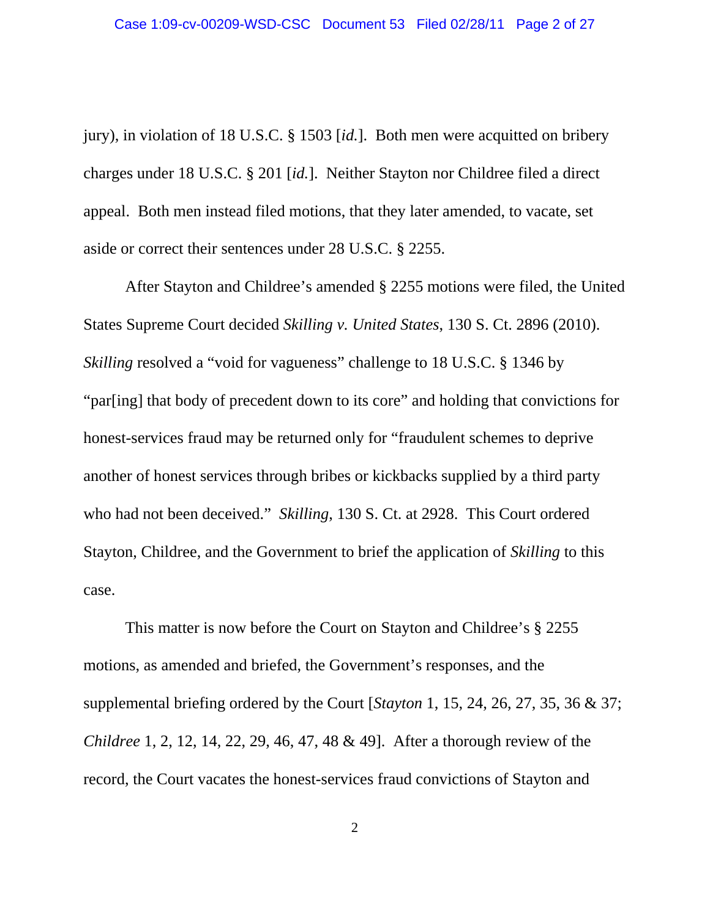jury), in violation of 18 U.S.C. § 1503 [*id.*]. Both men were acquitted on bribery charges under 18 U.S.C. § 201 [*id.*]. Neither Stayton nor Childree filed a direct appeal. Both men instead filed motions, that they later amended, to vacate, set aside or correct their sentences under 28 U.S.C. § 2255.

After Stayton and Childree's amended § 2255 motions were filed, the United States Supreme Court decided *Skilling v. United States*, 130 S. Ct. 2896 (2010). *Skilling* resolved a "void for vagueness" challenge to 18 U.S.C. § 1346 by "par[ing] that body of precedent down to its core" and holding that convictions for honest-services fraud may be returned only for "fraudulent schemes to deprive another of honest services through bribes or kickbacks supplied by a third party who had not been deceived." *Skilling*, 130 S. Ct. at 2928. This Court ordered Stayton, Childree, and the Government to brief the application of *Skilling* to this case.

This matter is now before the Court on Stayton and Childree's § 2255 motions, as amended and briefed, the Government's responses, and the supplemental briefing ordered by the Court [*Stayton* 1, 15, 24, 26, 27, 35, 36 & 37; *Childree* 1, 2, 12, 14, 22, 29, 46, 47, 48 & 49]. After a thorough review of the record, the Court vacates the honest-services fraud convictions of Stayton and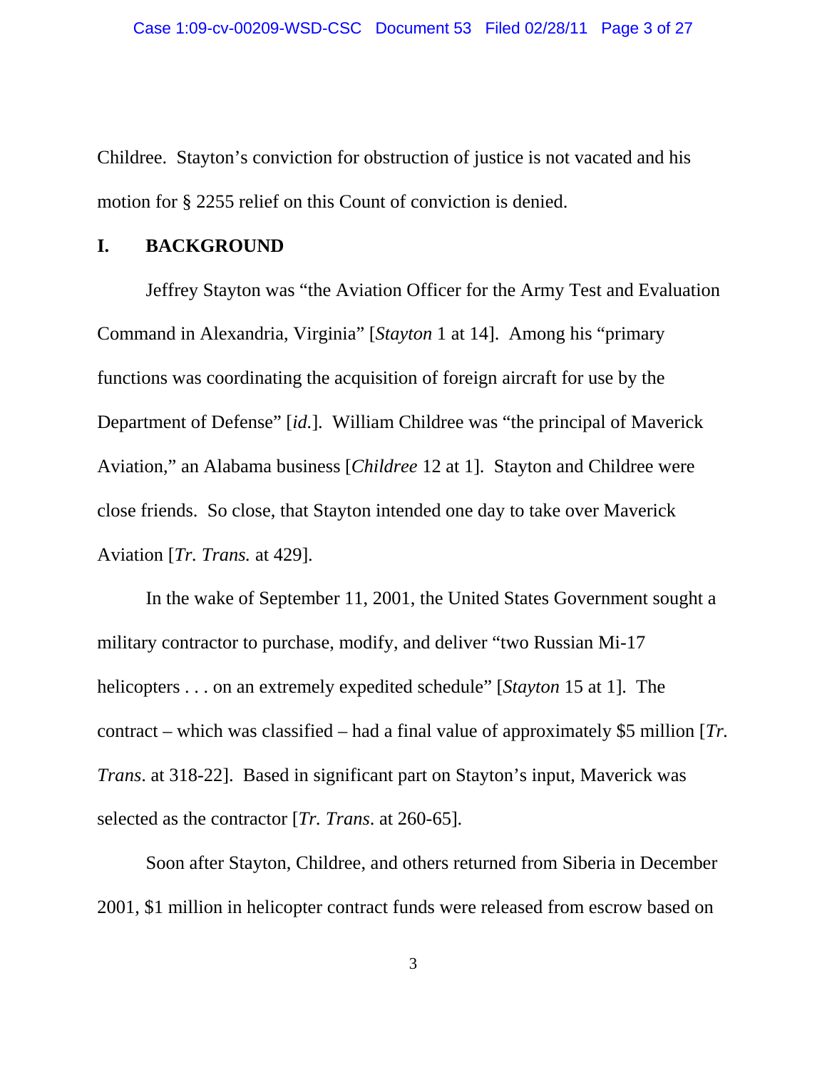Childree. Stayton's conviction for obstruction of justice is not vacated and his motion for § 2255 relief on this Count of conviction is denied.

## I. BACKGROUND

Jeffrey Stayton was "the Aviation Officer for the Army Test and Evaluation Command in Alexandria, Virginia" [*Stayton* 1 at 14]. Among his "primary functions was coordinating the acquisition of foreign aircraft for use by the Department of Defense" [*id.*]. William Childree was "the principal of Maverick Aviation," an Alabama business [*Childree* 12 at 1]. Stayton and Childree were close friends. So close, that Stayton intended one day to take over Maverick Aviation [*Tr. Trans.* at 429].

In the wake of September 11, 2001, the United States Government sought a military contractor to purchase, modify, and deliver "two Russian Mi-17 helicopters . . . on an extremely expedited schedule" [*Stayton* 15 at 1]. The contract – which was classified – had a final value of approximately $5 million [*Tr. Trans*. at 318-22]. Based in significant part on Stayton's input, Maverick was selected as the contractor [*Tr. Trans*. at 260-65].

Soon after Stayton, Childree, and others returned from Siberia in December 2001, $1 million in helicopter contract funds were released from escrow based on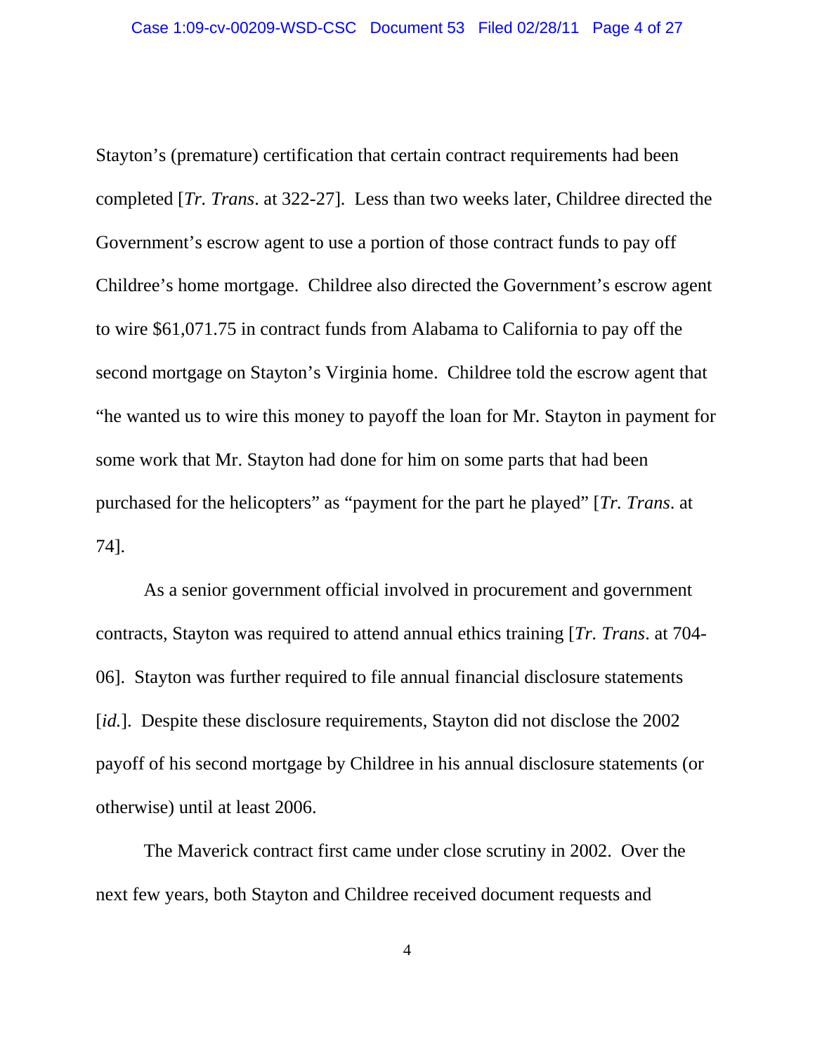Stayton's (premature) certification that certain contract requirements had been completed [*Tr. Trans*. at 322-27]. Less than two weeks later, Childree directed the Government's escrow agent to use a portion of those contract funds to pay off Childree's home mortgage. Childree also directed the Government's escrow agent to wire $61,071.75 in contract funds from Alabama to California to pay off the second mortgage on Stayton's Virginia home. Childree told the escrow agent that "he wanted us to wire this money to payoff the loan for Mr. Stayton in payment for some work that Mr. Stayton had done for him on some parts that had been purchased for the helicopters" as "payment for the part he played" [*Tr. Trans*. at 74].

As a senior government official involved in procurement and government contracts, Stayton was required to attend annual ethics training [*Tr. Trans*. at 704-06]. Stayton was further required to file annual financial disclosure statements [*id.*]. Despite these disclosure requirements, Stayton did not disclose the 2002 payoff of his second mortgage by Childree in his annual disclosure statements (or otherwise) until at least 2006.

The Maverick contract first came under close scrutiny in 2002. Over the next few years, both Stayton and Childree received document requests and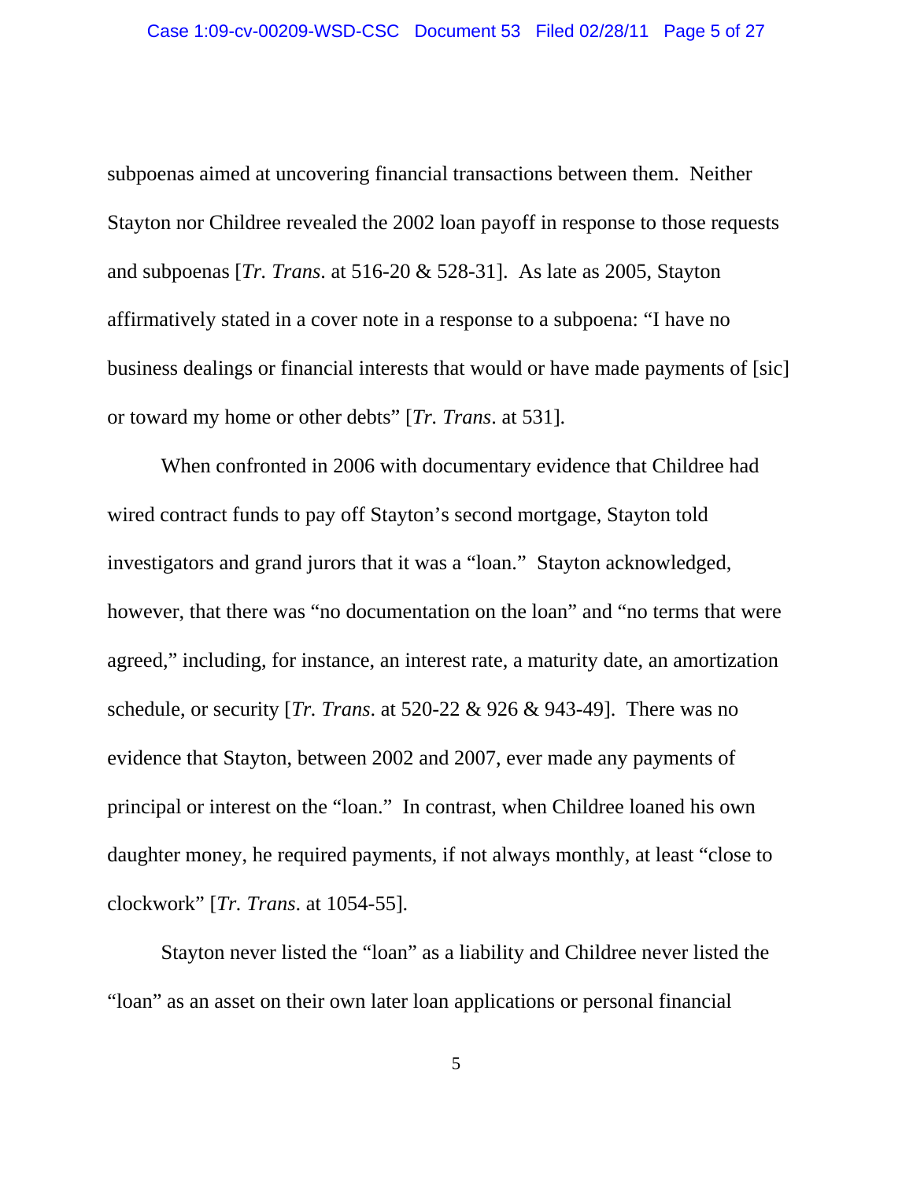subpoenas aimed at uncovering financial transactions between them. Neither Stayton nor Childree revealed the 2002 loan payoff in response to those requests and subpoenas [*Tr. Trans*. at 516-20 & 528-31]. As late as 2005, Stayton affirmatively stated in a cover note in a response to a subpoena: "I have no business dealings or financial interests that would or have made payments of [sic] or toward my home or other debts" [*Tr. Trans*. at 531].

When confronted in 2006 with documentary evidence that Childree had wired contract funds to pay off Stayton's second mortgage, Stayton told investigators and grand jurors that it was a "loan." Stayton acknowledged, however, that there was "no documentation on the loan" and "no terms that were agreed," including, for instance, an interest rate, a maturity date, an amortization schedule, or security [*Tr. Trans*. at 520-22 & 926 & 943-49]. There was no evidence that Stayton, between 2002 and 2007, ever made any payments of principal or interest on the "loan." In contrast, when Childree loaned his own daughter money, he required payments, if not always monthly, at least "close to clockwork" [*Tr. Trans*. at 1054-55].

Stayton never listed the "loan" as a liability and Childree never listed the "loan" as an asset on their own later loan applications or personal financial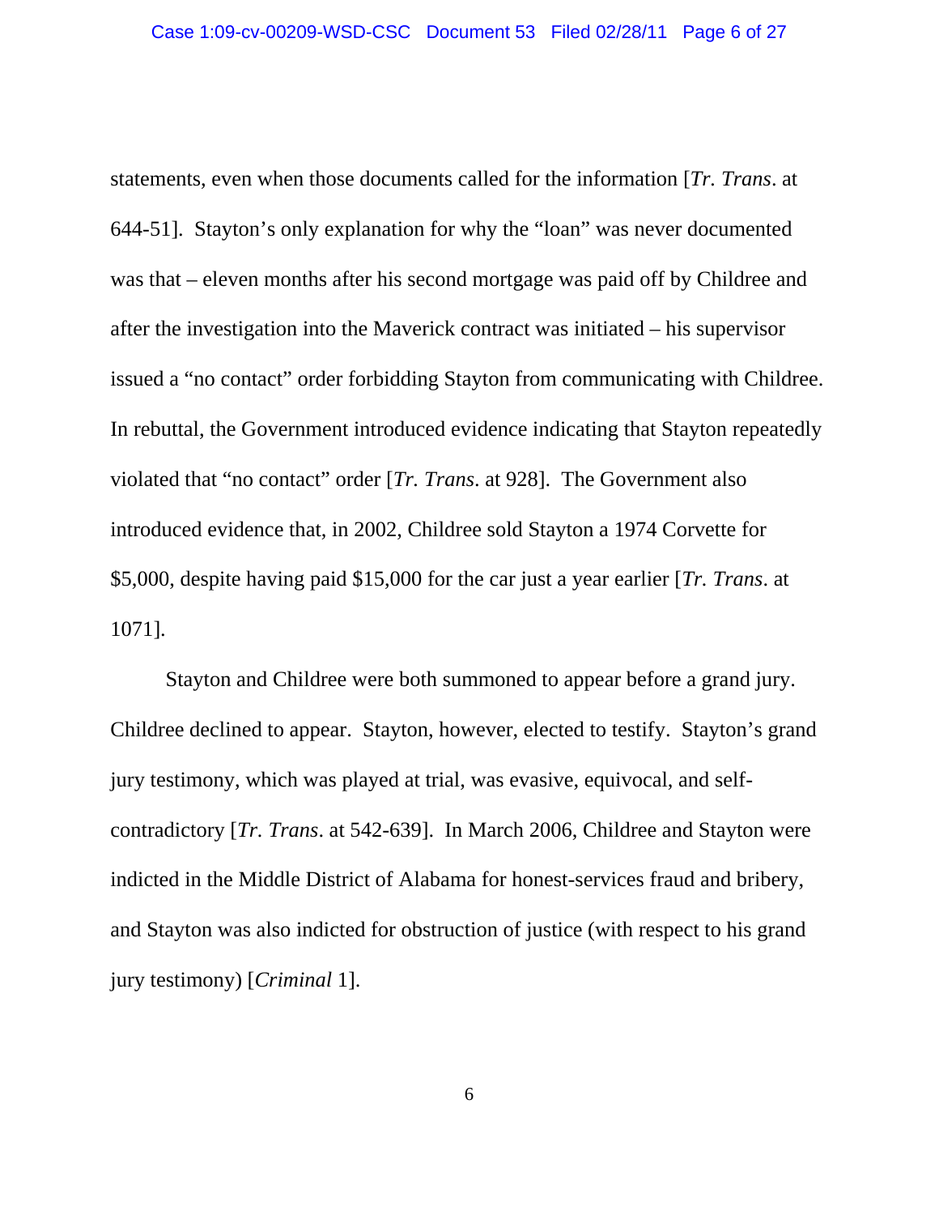statements, even when those documents called for the information [*Tr. Trans*. at 644-51]. Stayton's only explanation for why the "loan" was never documented was that – eleven months after his second mortgage was paid off by Childree and after the investigation into the Maverick contract was initiated – his supervisor issued a "no contact" order forbidding Stayton from communicating with Childree. In rebuttal, the Government introduced evidence indicating that Stayton repeatedly violated that "no contact" order [*Tr. Trans*. at 928]. The Government also introduced evidence that, in 2002, Childree sold Stayton a 1974 Corvette for $5,000, despite having paid $15,000 for the car just a year earlier [*Tr. Trans*. at 1071].

Stayton and Childree were both summoned to appear before a grand jury. Childree declined to appear. Stayton, however, elected to testify. Stayton's grand jury testimony, which was played at trial, was evasive, equivocal, and self-contradictory [*Tr. Trans*. at 542-639]. In March 2006, Childree and Stayton were indicted in the Middle District of Alabama for honest-services fraud and bribery, and Stayton was also indicted for obstruction of justice (with respect to his grand jury testimony) [*Criminal* 1].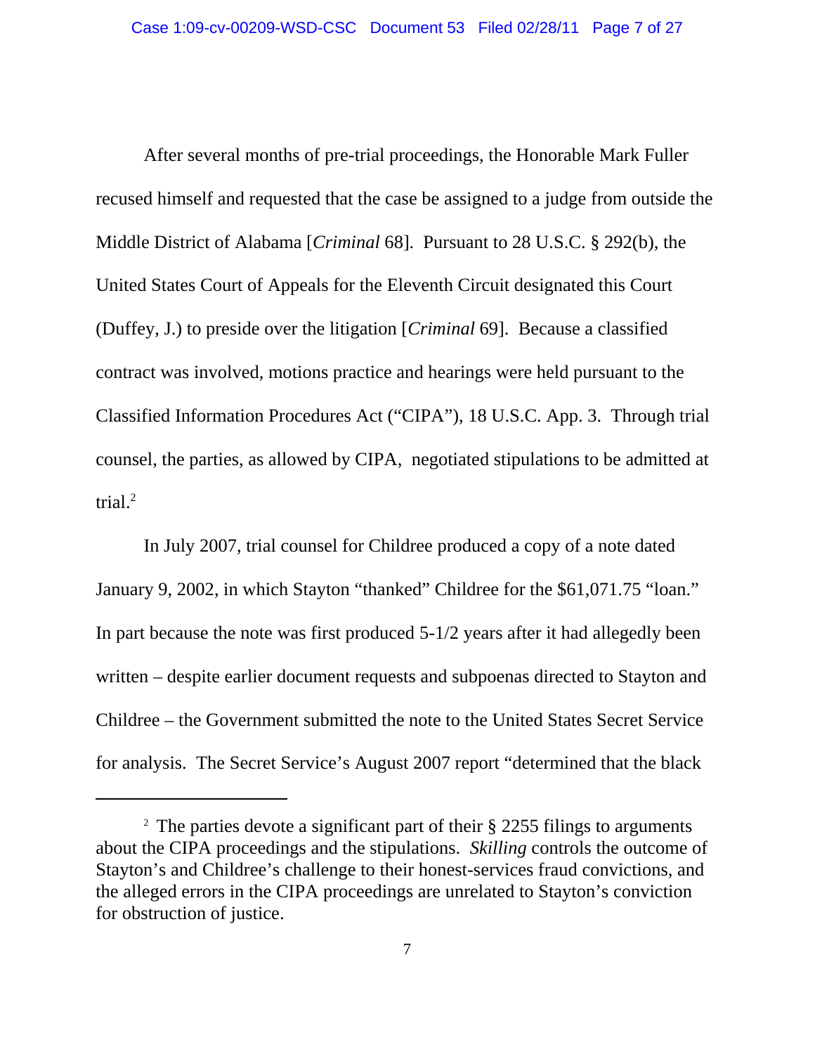After several months of pre-trial proceedings, the Honorable Mark Fuller recused himself and requested that the case be assigned to a judge from outside the Middle District of Alabama [*Criminal* 68]. Pursuant to 28 U.S.C. § 292(b), the United States Court of Appeals for the Eleventh Circuit designated this Court (Duffey, J.) to preside over the litigation [*Criminal* 69]. Because a classified contract was involved, motions practice and hearings were held pursuant to the Classified Information Procedures Act ("CIPA"), 18 U.S.C. App. 3. Through trial counsel, the parties, as allowed by CIPA, negotiated stipulations to be admitted at trial.[2]

In July 2007, trial counsel for Childree produced a copy of a note dated January 9, 2002, in which Stayton "thanked" Childree for the $61,071.75 "loan." In part because the note was first produced 5-1/2 years after it had allegedly been written – despite earlier document requests and subpoenas directed to Stayton and Childree – the Government submitted the note to the United States Secret Service for analysis. The Secret Service's August 2007 report "determined that the black

---

[2] The parties devote a significant part of their § 2255 filings to arguments about the CIPA proceedings and the stipulations. *Skilling* controls the outcome of Stayton's and Childree's challenge to their honest-services fraud convictions, and the alleged errors in the CIPA proceedings are unrelated to Stayton's conviction for obstruction of justice.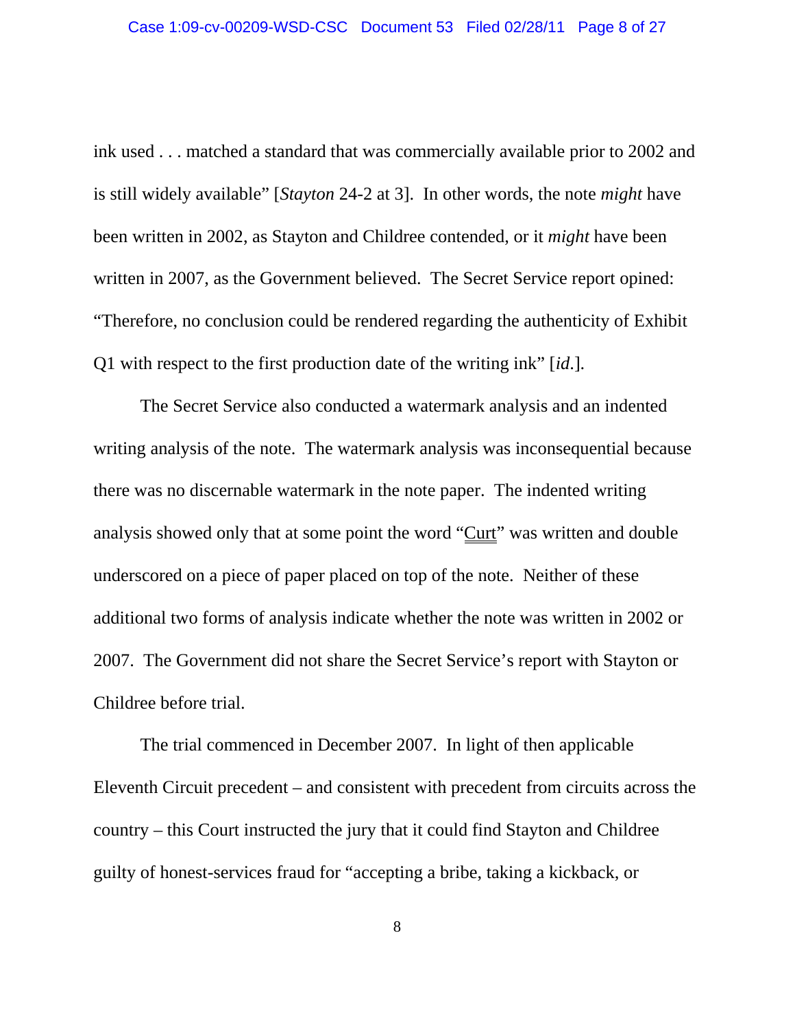ink used . . . matched a standard that was commercially available prior to 2002 and is still widely available" [*Stayton* 24-2 at 3]. In other words, the note *might* have been written in 2002, as Stayton and Childree contended, or it *might* have been written in 2007, as the Government believed. The Secret Service report opined: "Therefore, no conclusion could be rendered regarding the authenticity of Exhibit Q1 with respect to the first production date of the writing ink" [*id*.].

The Secret Service also conducted a watermark analysis and an indented writing analysis of the note. The watermark analysis was inconsequential because there was no discernable watermark in the note paper. The indented writing analysis showed only that at some point the word "Curt" was written and double underscored on a piece of paper placed on top of the note. Neither of these additional two forms of analysis indicate whether the note was written in 2002 or 2007. The Government did not share the Secret Service's report with Stayton or Childree before trial.

The trial commenced in December 2007. In light of then applicable Eleventh Circuit precedent – and consistent with precedent from circuits across the country – this Court instructed the jury that it could find Stayton and Childree guilty of honest-services fraud for "accepting a bribe, taking a kickback, or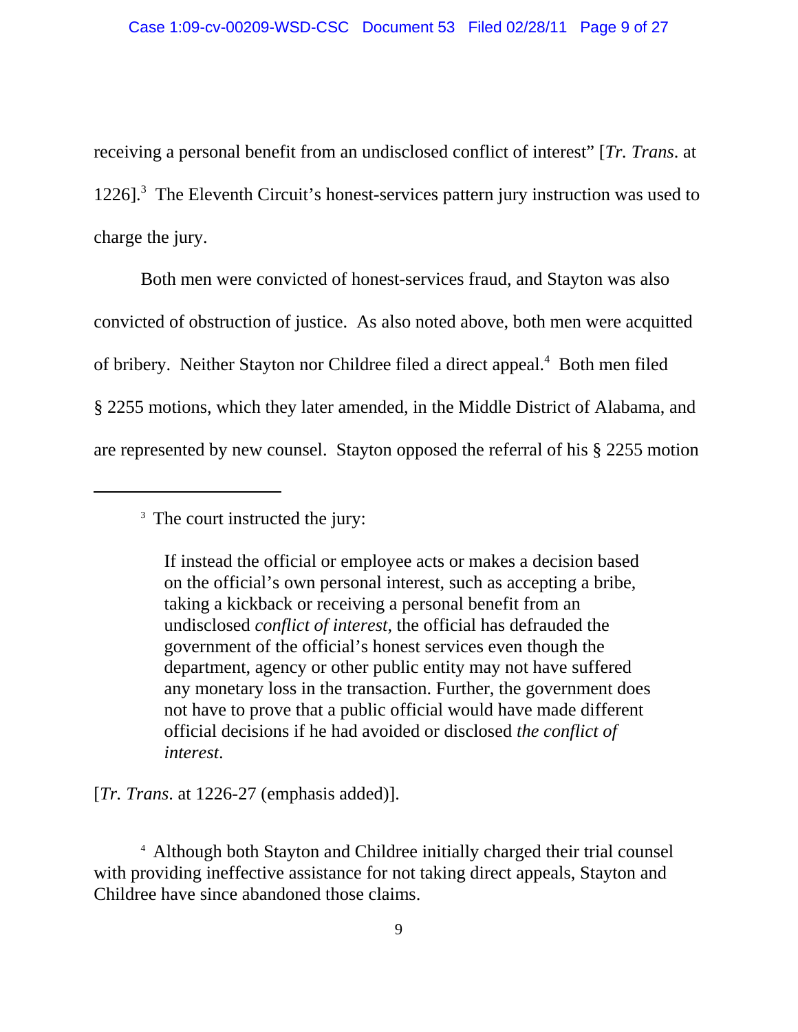receiving a personal benefit from an undisclosed conflict of interest" [*Tr. Trans*. at 1226].[3] The Eleventh Circuit's honest-services pattern jury instruction was used to charge the jury.

Both men were convicted of honest-services fraud, and Stayton was also convicted of obstruction of justice. As also noted above, both men were acquitted of bribery. Neither Stayton nor Childree filed a direct appeal.[4] Both men filed § 2255 motions, which they later amended, in the Middle District of Alabama, and are represented by new counsel. Stayton opposed the referral of his § 2255 motion

---

[3] The court instructed the jury:

> If instead the official or employee acts or makes a decision based on the official's own personal interest, such as accepting a bribe, taking a kickback or receiving a personal benefit from an undisclosed *conflict of interest*, the official has defrauded the government of the official's honest services even though the department, agency or other public entity may not have suffered any monetary loss in the transaction. Further, the government does not have to prove that a public official would have made different official decisions if he had avoided or disclosed *the conflict of interest*.

[*Tr. Trans*. at 1226-27 (emphasis added)].

[4] Although both Stayton and Childree initially charged their trial counsel with providing ineffective assistance for not taking direct appeals, Stayton and Childree have since abandoned those claims.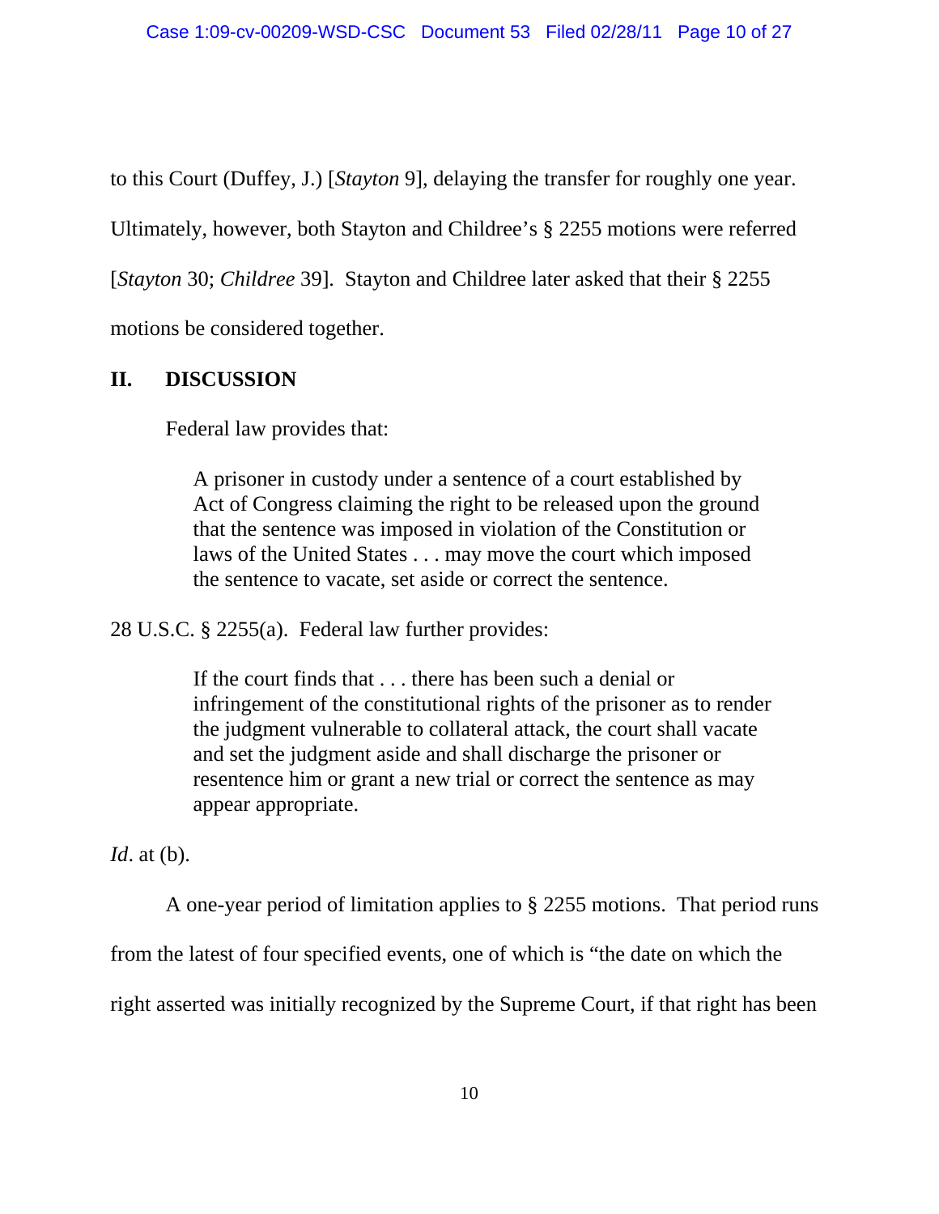to this Court (Duffey, J.) [*Stayton* 9], delaying the transfer for roughly one year. Ultimately, however, both Stayton and Childree's § 2255 motions were referred [*Stayton* 30; *Childree* 39]. Stayton and Childree later asked that their § 2255 motions be considered together.

## II. DISCUSSION

Federal law provides that:

> A prisoner in custody under a sentence of a court established by Act of Congress claiming the right to be released upon the ground that the sentence was imposed in violation of the Constitution or laws of the United States . . . may move the court which imposed the sentence to vacate, set aside or correct the sentence.

28 U.S.C. § 2255(a). Federal law further provides:

> If the court finds that . . . there has been such a denial or infringement of the constitutional rights of the prisoner as to render the judgment vulnerable to collateral attack, the court shall vacate and set the judgment aside and shall discharge the prisoner or resentence him or grant a new trial or correct the sentence as may appear appropriate.

*Id*. at (b).

A one-year period of limitation applies to § 2255 motions. That period runs from the latest of four specified events, one of which is "the date on which the right asserted was initially recognized by the Supreme Court, if that right has been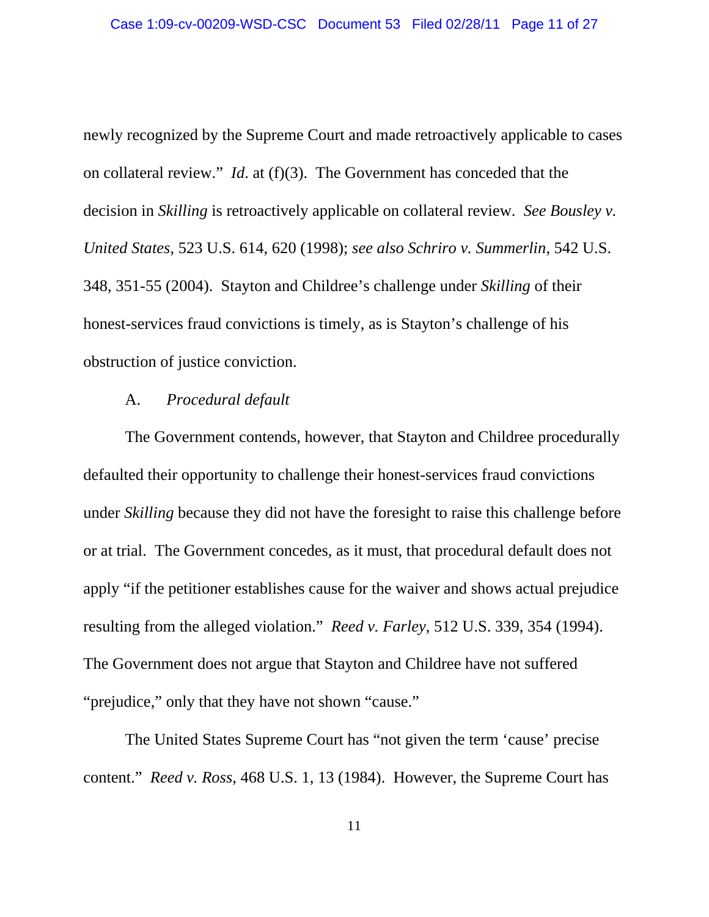newly recognized by the Supreme Court and made retroactively applicable to cases on collateral review." *Id*. at (f)(3). The Government has conceded that the decision in *Skilling* is retroactively applicable on collateral review. *See Bousley v. United States*, 523 U.S. 614, 620 (1998); *see also Schriro v. Summerlin*, 542 U.S. 348, 351-55 (2004). Stayton and Childree's challenge under *Skilling* of their honest-services fraud convictions is timely, as is Stayton's challenge of his obstruction of justice conviction.

A. *Procedural default*

The Government contends, however, that Stayton and Childree procedurally defaulted their opportunity to challenge their honest-services fraud convictions under *Skilling* because they did not have the foresight to raise this challenge before or at trial. The Government concedes, as it must, that procedural default does not apply "if the petitioner establishes cause for the waiver and shows actual prejudice resulting from the alleged violation." *Reed v. Farley*, 512 U.S. 339, 354 (1994). The Government does not argue that Stayton and Childree have not suffered "prejudice," only that they have not shown "cause."

The United States Supreme Court has "not given the term 'cause' precise content." *Reed v. Ross*, 468 U.S. 1, 13 (1984). However, the Supreme Court has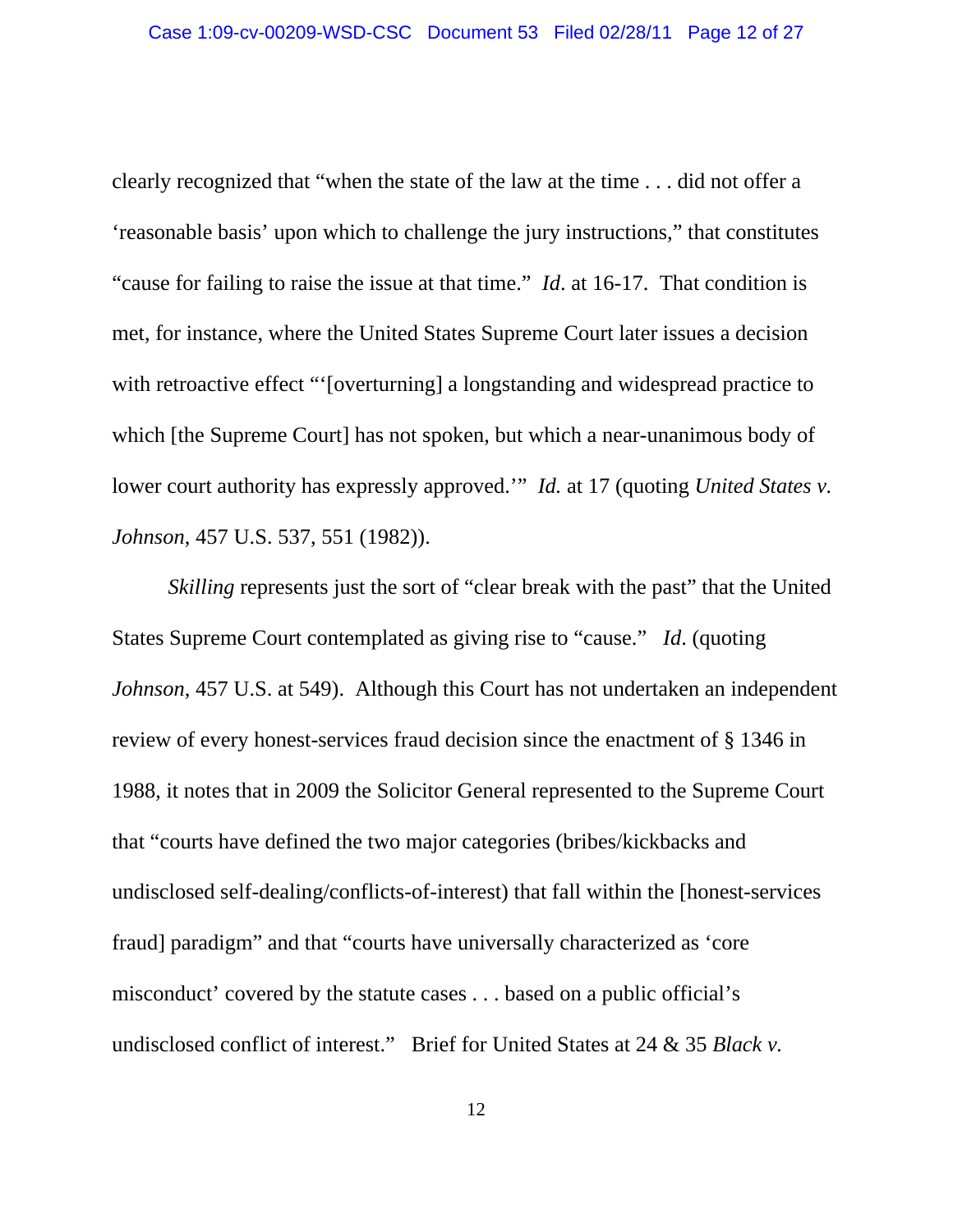clearly recognized that "when the state of the law at the time . . . did not offer a 'reasonable basis' upon which to challenge the jury instructions," that constitutes "cause for failing to raise the issue at that time." *Id*. at 16-17. That condition is met, for instance, where the United States Supreme Court later issues a decision with retroactive effect "'[overturning] a longstanding and widespread practice to which [the Supreme Court] has not spoken, but which a near-unanimous body of lower court authority has expressly approved.'" *Id.* at 17 (quoting *United States v. Johnson*, 457 U.S. 537, 551 (1982)).

*Skilling* represents just the sort of "clear break with the past" that the United States Supreme Court contemplated as giving rise to "cause." *Id*. (quoting *Johnson*, 457 U.S. at 549). Although this Court has not undertaken an independent review of every honest-services fraud decision since the enactment of § 1346 in 1988, it notes that in 2009 the Solicitor General represented to the Supreme Court that "courts have defined the two major categories (bribes/kickbacks and undisclosed self-dealing/conflicts-of-interest) that fall within the [honest-services fraud] paradigm" and that "courts have universally characterized as 'core misconduct' covered by the statute cases . . . based on a public official's undisclosed conflict of interest." Brief for United States at 24 & 35 *Black v.*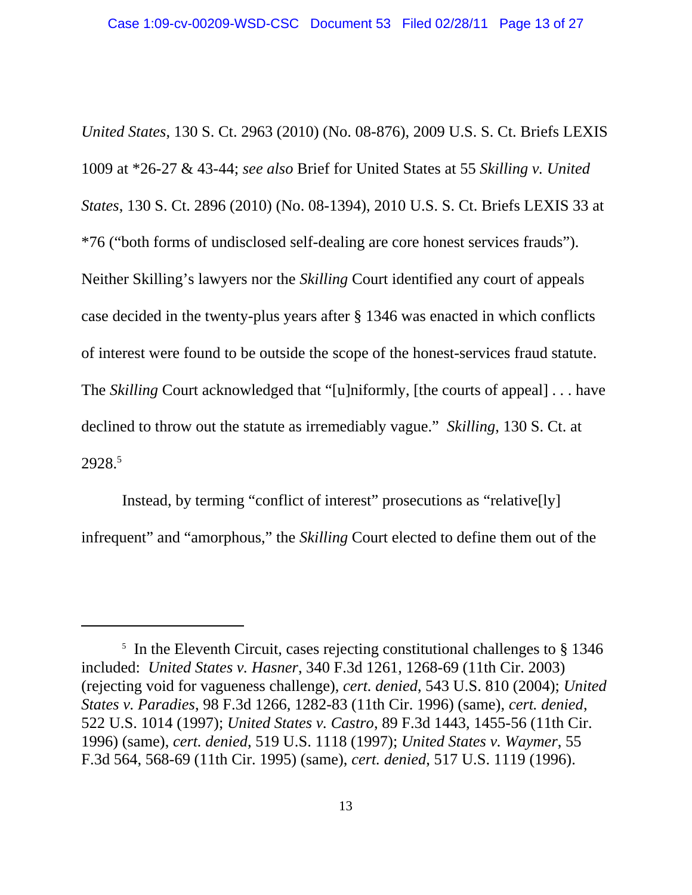*United States*, 130 S. Ct. 2963 (2010) (No. 08-876), 2009 U.S. S. Ct. Briefs LEXIS 1009 at *26-27 & 43-44; *see also* Brief for United States at 55 *Skilling v. United States*, 130 S. Ct. 2896 (2010) (No. 08-1394), 2010 U.S. S. Ct. Briefs LEXIS 33 at *76 ("both forms of undisclosed self-dealing are core honest services frauds"). Neither Skilling's lawyers nor the *Skilling* Court identified any court of appeals case decided in the twenty-plus years after § 1346 was enacted in which conflicts of interest were found to be outside the scope of the honest-services fraud statute. The *Skilling* Court acknowledged that "[u]niformly, [the courts of appeal] . . . have declined to throw out the statute as irremediably vague." *Skilling*, 130 S. Ct. at 2928.[5]

Instead, by terming "conflict of interest" prosecutions as "relative[ly] infrequent" and "amorphous," the *Skilling* Court elected to define them out of the

---

[5] In the Eleventh Circuit, cases rejecting constitutional challenges to § 1346 included: *United States v. Hasner*, 340 F.3d 1261, 1268-69 (11th Cir. 2003) (rejecting void for vagueness challenge), *cert. denied*, 543 U.S. 810 (2004); *United States v. Paradies*, 98 F.3d 1266, 1282-83 (11th Cir. 1996) (same), *cert. denied*, 522 U.S. 1014 (1997); *United States v. Castro*, 89 F.3d 1443, 1455-56 (11th Cir. 1996) (same), *cert. denied*, 519 U.S. 1118 (1997); *United States v. Waymer*, 55 F.3d 564, 568-69 (11th Cir. 1995) (same), *cert. denied*, 517 U.S. 1119 (1996).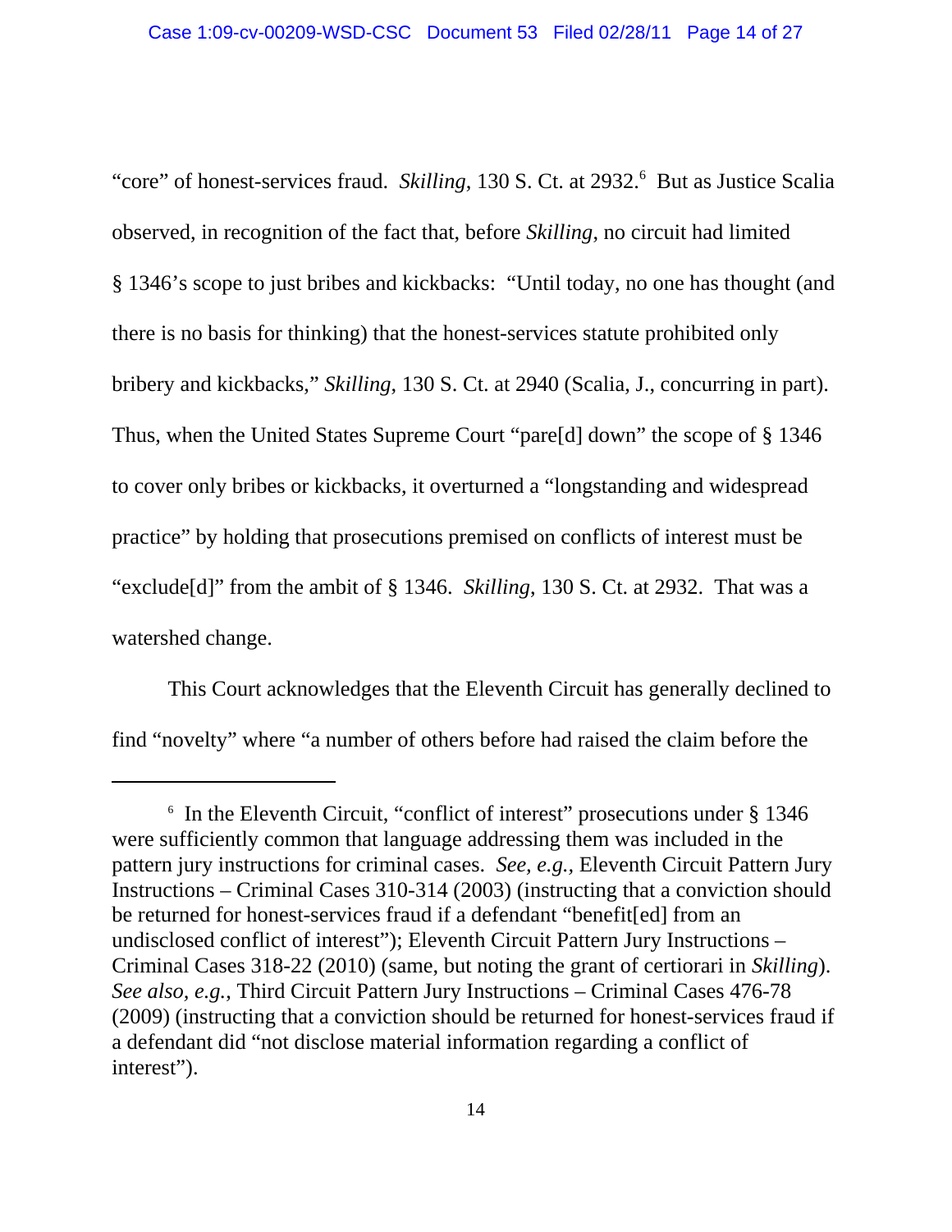"core" of honest-services fraud. *Skilling*, 130 S. Ct. at 2932.[6] But as Justice Scalia observed, in recognition of the fact that, before *Skilling*, no circuit had limited § 1346's scope to just bribes and kickbacks: "Until today, no one has thought (and there is no basis for thinking) that the honest-services statute prohibited only bribery and kickbacks," *Skilling*, 130 S. Ct. at 2940 (Scalia, J., concurring in part). Thus, when the United States Supreme Court "pare[d] down" the scope of § 1346 to cover only bribes or kickbacks, it overturned a "longstanding and widespread practice" by holding that prosecutions premised on conflicts of interest must be "exclude[d]" from the ambit of § 1346. *Skilling*, 130 S. Ct. at 2932. That was a watershed change.

This Court acknowledges that the Eleventh Circuit has generally declined to find "novelty" where "a number of others before had raised the claim before the

---

[6] In the Eleventh Circuit, "conflict of interest" prosecutions under § 1346 were sufficiently common that language addressing them was included in the pattern jury instructions for criminal cases. *See, e.g.*, Eleventh Circuit Pattern Jury Instructions – Criminal Cases 310-314 (2003) (instructing that a conviction should be returned for honest-services fraud if a defendant "benefit[ed] from an undisclosed conflict of interest"); Eleventh Circuit Pattern Jury Instructions – Criminal Cases 318-22 (2010) (same, but noting the grant of certiorari in *Skilling*). *See also, e.g.*, Third Circuit Pattern Jury Instructions – Criminal Cases 476-78 (2009) (instructing that a conviction should be returned for honest-services fraud if a defendant did "not disclose material information regarding a conflict of interest").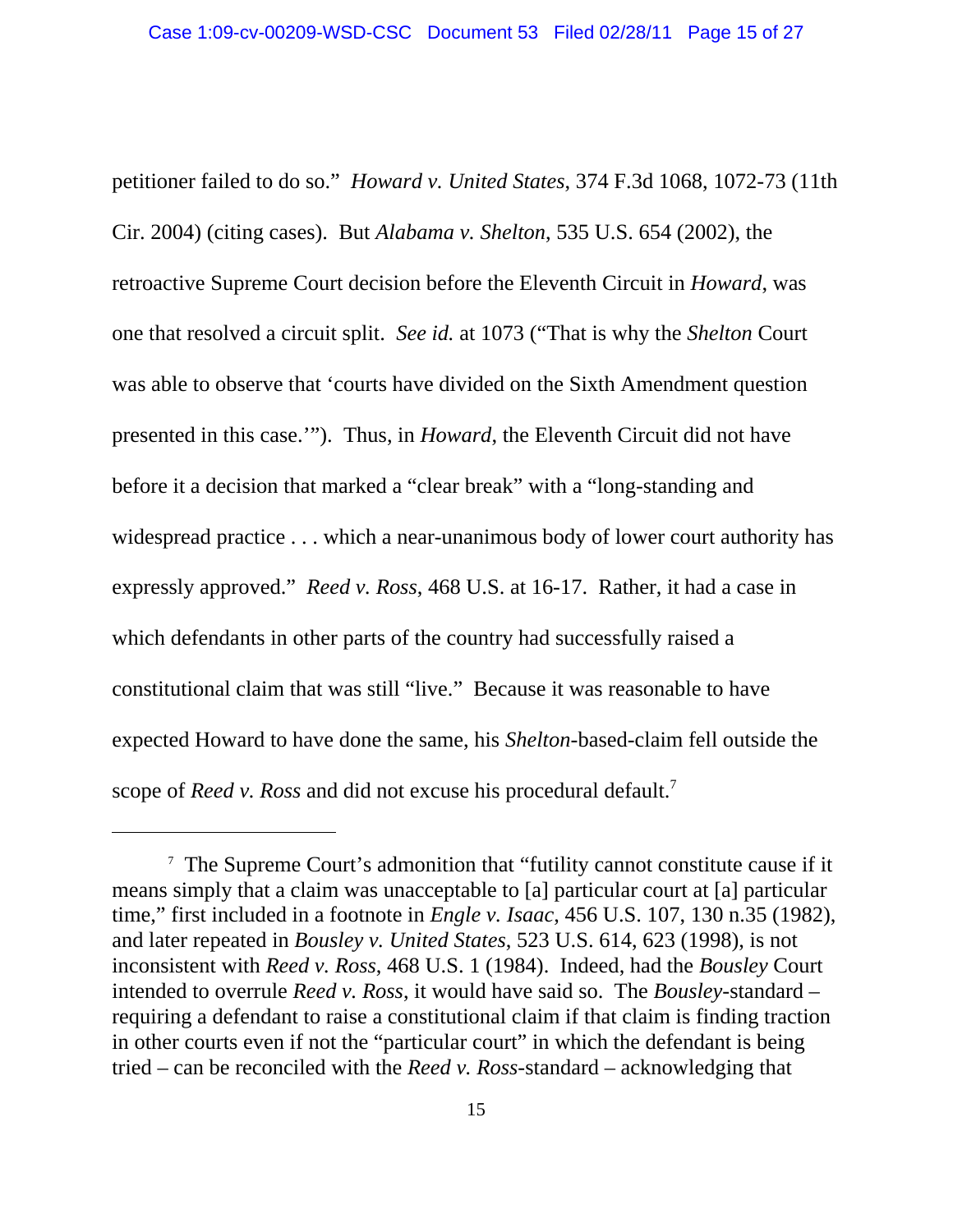petitioner failed to do so." *Howard v. United States*, 374 F.3d 1068, 1072-73 (11th Cir. 2004) (citing cases). But *Alabama v. Shelton,* 535 U.S. 654 (2002), the retroactive Supreme Court decision before the Eleventh Circuit in *Howard*, was one that resolved a circuit split. *See id.* at 1073 ("That is why the *Shelton* Court was able to observe that 'courts have divided on the Sixth Amendment question presented in this case.'"). Thus, in *Howard*, the Eleventh Circuit did not have before it a decision that marked a "clear break" with a "long-standing and widespread practice . . . which a near-unanimous body of lower court authority has expressly approved." *Reed v. Ross*, 468 U.S. at 16-17. Rather, it had a case in which defendants in other parts of the country had successfully raised a constitutional claim that was still "live." Because it was reasonable to have expected Howard to have done the same, his *Shelton*-based-claim fell outside the scope of *Reed v. Ross* and did not excuse his procedural default.[7]

---

[7] The Supreme Court's admonition that "futility cannot constitute cause if it means simply that a claim was unacceptable to [a] particular court at [a] particular time," first included in a footnote in *Engle v. Isaac*, 456 U.S. 107, 130 n.35 (1982), and later repeated in *Bousley v. United States*, 523 U.S. 614, 623 (1998), is not inconsistent with *Reed v. Ross*, 468 U.S. 1 (1984). Indeed, had the *Bousley* Court intended to overrule *Reed v. Ross*, it would have said so. The *Bousley*-standard – requiring a defendant to raise a constitutional claim if that claim is finding traction in other courts even if not the "particular court" in which the defendant is being tried – can be reconciled with the *Reed v. Ross*-standard – acknowledging that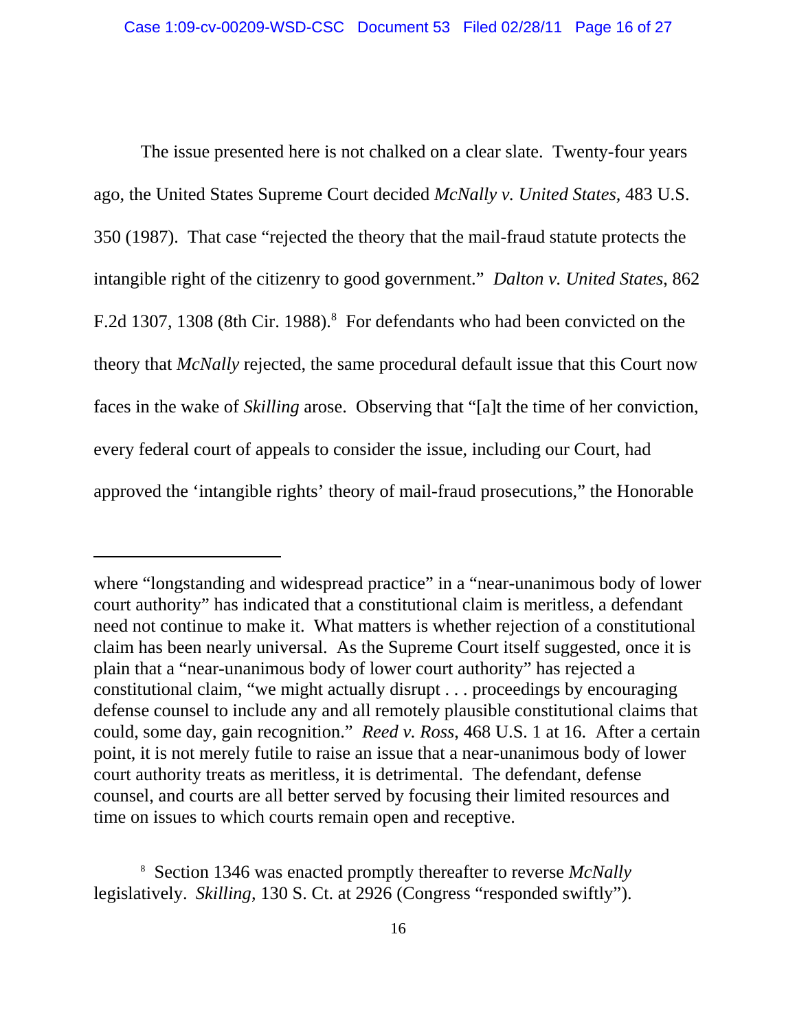The issue presented here is not chalked on a clear slate. Twenty-four years ago, the United States Supreme Court decided *McNally v. United States*, 483 U.S. 350 (1987). That case "rejected the theory that the mail-fraud statute protects the intangible right of the citizenry to good government." *Dalton v. United States*, 862 F.2d 1307, 1308 (8th Cir. 1988).[8] For defendants who had been convicted on the theory that *McNally* rejected, the same procedural default issue that this Court now faces in the wake of *Skilling* arose. Observing that "[a]t the time of her conviction, every federal court of appeals to consider the issue, including our Court, had approved the 'intangible rights' theory of mail-fraud prosecutions," the Honorable

---

where "longstanding and widespread practice" in a "near-unanimous body of lower court authority" has indicated that a constitutional claim is meritless, a defendant need not continue to make it. What matters is whether rejection of a constitutional claim has been nearly universal. As the Supreme Court itself suggested, once it is plain that a "near-unanimous body of lower court authority" has rejected a constitutional claim, "we might actually disrupt . . . proceedings by encouraging defense counsel to include any and all remotely plausible constitutional claims that could, some day, gain recognition." *Reed v. Ross*, 468 U.S. 1 at 16. After a certain point, it is not merely futile to raise an issue that a near-unanimous body of lower court authority treats as meritless, it is detrimental. The defendant, defense counsel, and courts are all better served by focusing their limited resources and time on issues to which courts remain open and receptive.

[8] Section 1346 was enacted promptly thereafter to reverse *McNally* legislatively. *Skilling*, 130 S. Ct. at 2926 (Congress "responded swiftly").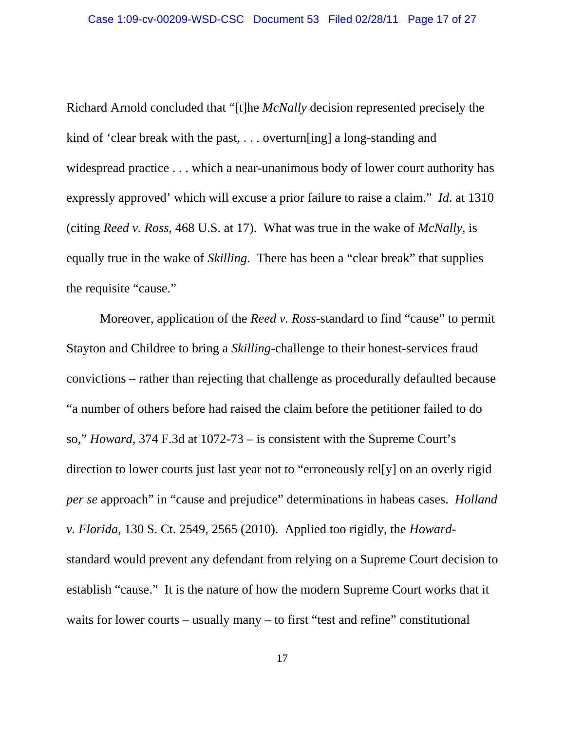Richard Arnold concluded that "[t]he *McNally* decision represented precisely the kind of 'clear break with the past, . . . overturn[ing] a long-standing and widespread practice . . . which a near-unanimous body of lower court authority has expressly approved' which will excuse a prior failure to raise a claim." *Id*. at 1310 (citing *Reed v. Ross*, 468 U.S. at 17). What was true in the wake of *McNally*, is equally true in the wake of *Skilling*. There has been a "clear break" that supplies the requisite "cause."

Moreover, application of the *Reed v. Ross*-standard to find "cause" to permit Stayton and Childree to bring a *Skilling*-challenge to their honest-services fraud convictions – rather than rejecting that challenge as procedurally defaulted because "a number of others before had raised the claim before the petitioner failed to do so," *Howard*, 374 F.3d at 1072-73 – is consistent with the Supreme Court's direction to lower courts just last year not to "erroneously rel[y] on an overly rigid *per se* approach" in "cause and prejudice" determinations in habeas cases. *Holland v. Florida*, 130 S. Ct. 2549, 2565 (2010). Applied too rigidly, the *Howard*-standard would prevent any defendant from relying on a Supreme Court decision to establish "cause." It is the nature of how the modern Supreme Court works that it waits for lower courts – usually many – to first "test and refine" constitutional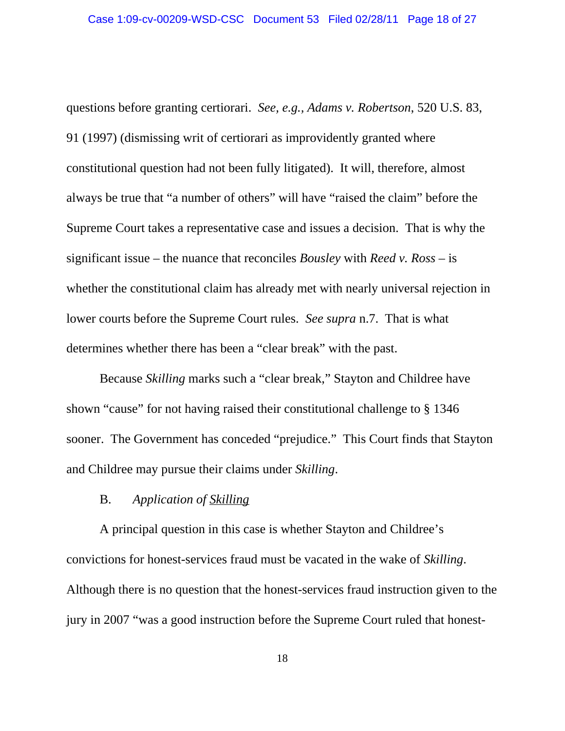questions before granting certiorari. *See, e.g.*, *Adams v. Robertson*, 520 U.S. 83, 91 (1997) (dismissing writ of certiorari as improvidently granted where constitutional question had not been fully litigated). It will, therefore, almost always be true that "a number of others" will have "raised the claim" before the Supreme Court takes a representative case and issues a decision. That is why the significant issue – the nuance that reconciles *Bousley* with *Reed v. Ross* – is whether the constitutional claim has already met with nearly universal rejection in lower courts before the Supreme Court rules. *See supra* n.7. That is what determines whether there has been a "clear break" with the past.

Because *Skilling* marks such a "clear break," Stayton and Childree have shown "cause" for not having raised their constitutional challenge to § 1346 sooner. The Government has conceded "prejudice." This Court finds that Stayton and Childree may pursue their claims under *Skilling*.

B. *Application of Skilling*

A principal question in this case is whether Stayton and Childree's convictions for honest-services fraud must be vacated in the wake of *Skilling*. Although there is no question that the honest-services fraud instruction given to the jury in 2007 "was a good instruction before the Supreme Court ruled that honest-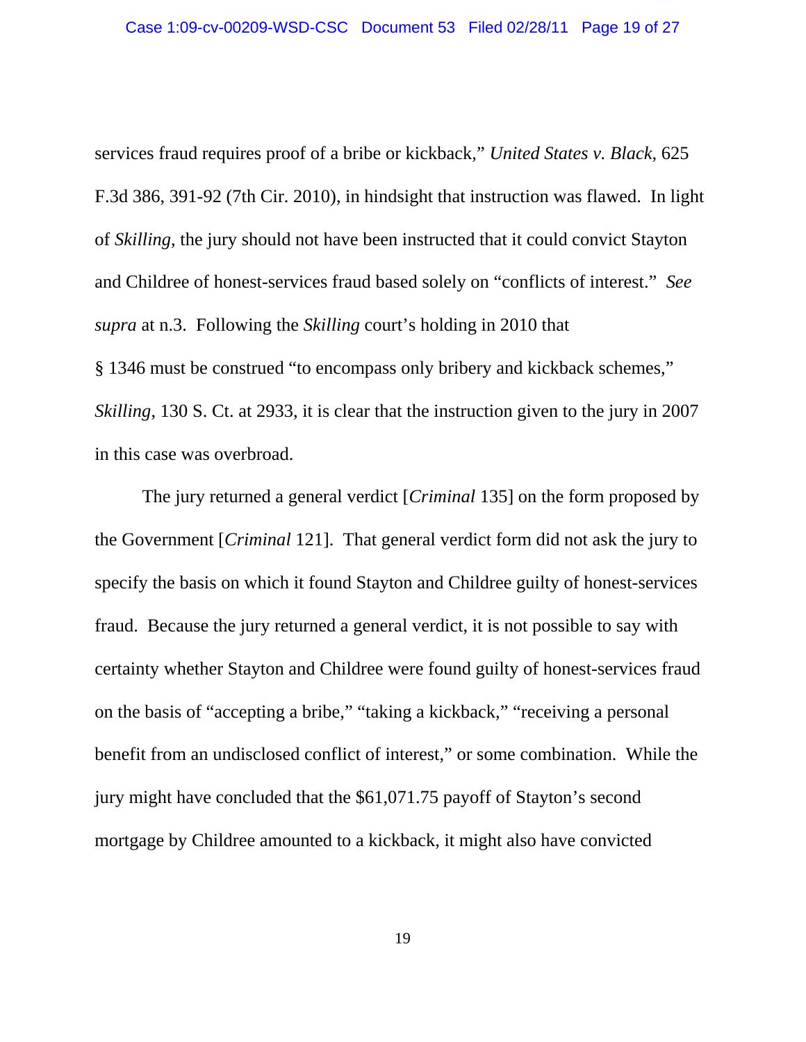services fraud requires proof of a bribe or kickback," *United States v. Black*, 625 F.3d 386, 391-92 (7th Cir. 2010), in hindsight that instruction was flawed. In light of *Skilling*, the jury should not have been instructed that it could convict Stayton and Childree of honest-services fraud based solely on "conflicts of interest." *See supra* at n.3. Following the *Skilling* court's holding in 2010 that § 1346 must be construed "to encompass only bribery and kickback schemes," *Skilling*, 130 S. Ct. at 2933, it is clear that the instruction given to the jury in 2007 in this case was overbroad.

The jury returned a general verdict [*Criminal* 135] on the form proposed by the Government [*Criminal* 121]. That general verdict form did not ask the jury to specify the basis on which it found Stayton and Childree guilty of honest-services fraud. Because the jury returned a general verdict, it is not possible to say with certainty whether Stayton and Childree were found guilty of honest-services fraud on the basis of "accepting a bribe," "taking a kickback," "receiving a personal benefit from an undisclosed conflict of interest," or some combination. While the jury might have concluded that the $61,071.75 payoff of Stayton's second mortgage by Childree amounted to a kickback, it might also have convicted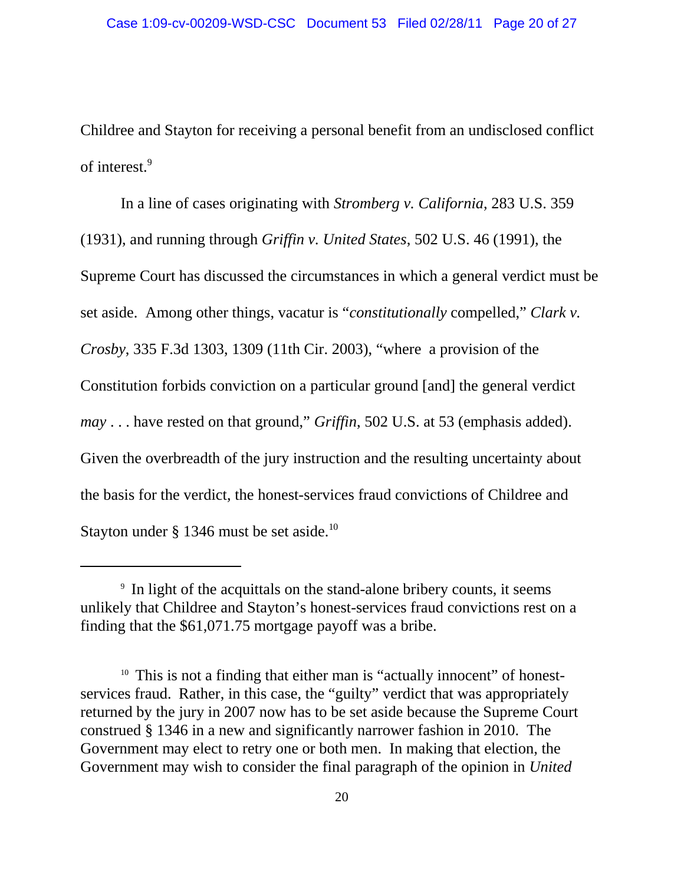Childree and Stayton for receiving a personal benefit from an undisclosed conflict of interest.[9]

In a line of cases originating with *Stromberg v. California*, 283 U.S. 359 (1931), and running through *Griffin v. United States*, 502 U.S. 46 (1991), the Supreme Court has discussed the circumstances in which a general verdict must be set aside. Among other things, vacatur is "*constitutionally* compelled," *Clark v. Crosby*, 335 F.3d 1303, 1309 (11th Cir. 2003), "where a provision of the Constitution forbids conviction on a particular ground [and] the general verdict *may* . . . have rested on that ground," *Griffin*, 502 U.S. at 53 (emphasis added). Given the overbreadth of the jury instruction and the resulting uncertainty about the basis for the verdict, the honest-services fraud convictions of Childree and Stayton under § 1346 must be set aside.[10]

---

[9] In light of the acquittals on the stand-alone bribery counts, it seems unlikely that Childree and Stayton's honest-services fraud convictions rest on a finding that the $61,071.75 mortgage payoff was a bribe.

[10] This is not a finding that either man is "actually innocent" of honest-services fraud. Rather, in this case, the "guilty" verdict that was appropriately returned by the jury in 2007 now has to be set aside because the Supreme Court construed § 1346 in a new and significantly narrower fashion in 2010. The Government may elect to retry one or both men. In making that election, the Government may wish to consider the final paragraph of the opinion in *United*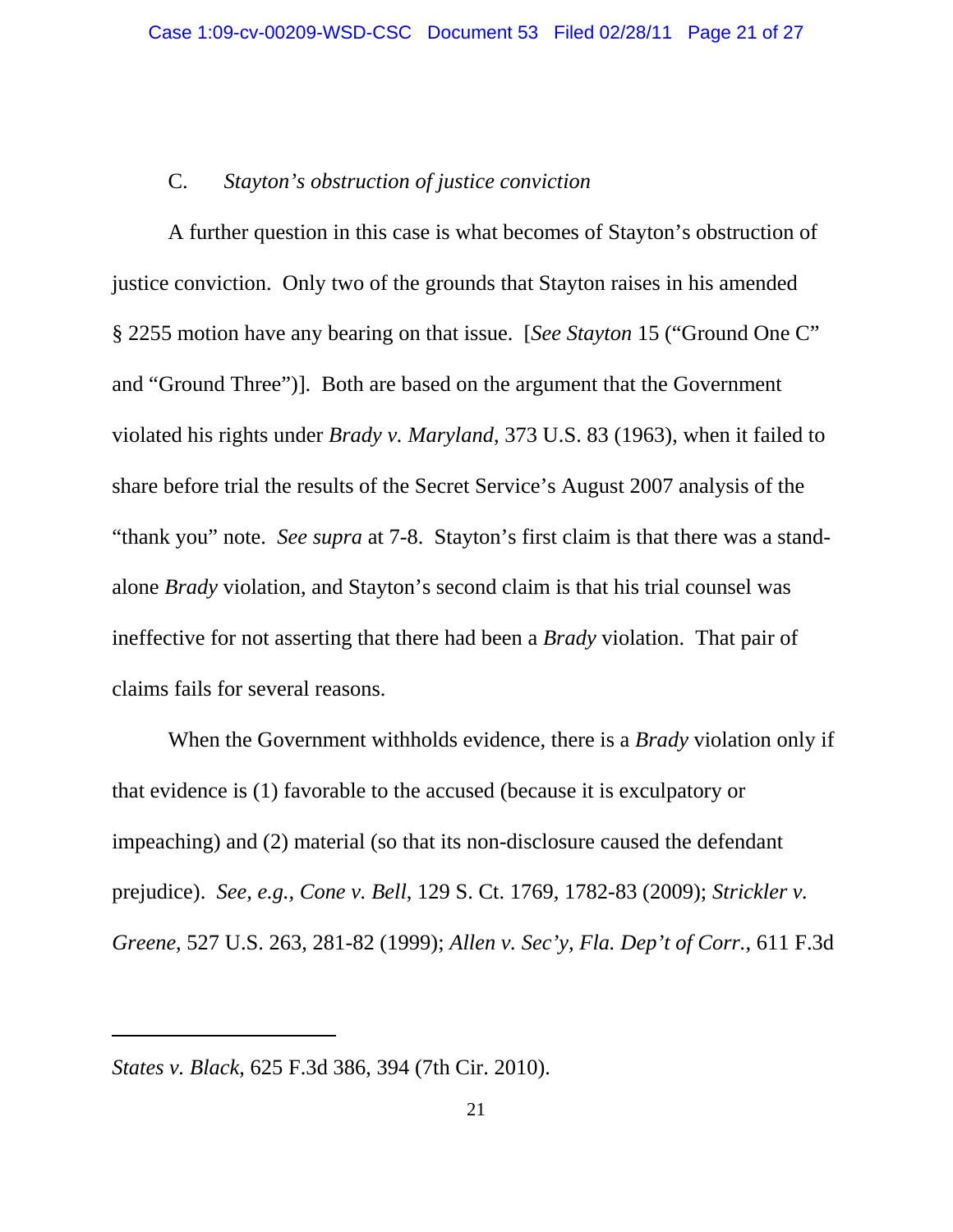C. *Stayton's obstruction of justice conviction*

A further question in this case is what becomes of Stayton's obstruction of justice conviction. Only two of the grounds that Stayton raises in his amended § 2255 motion have any bearing on that issue. [*See Stayton* 15 ("Ground One C" and "Ground Three")]. Both are based on the argument that the Government violated his rights under *Brady v. Maryland*, 373 U.S. 83 (1963), when it failed to share before trial the results of the Secret Service's August 2007 analysis of the "thank you" note. *See supra* at 7-8. Stayton's first claim is that there was a stand-alone *Brady* violation, and Stayton's second claim is that his trial counsel was ineffective for not asserting that there had been a *Brady* violation. That pair of claims fails for several reasons.

When the Government withholds evidence, there is a *Brady* violation only if that evidence is (1) favorable to the accused (because it is exculpatory or impeaching) and (2) material (so that its non-disclosure caused the defendant prejudice). *See, e.g., Cone v. Bell*, 129 S. Ct. 1769, 1782-83 (2009); *Strickler v. Greene*, 527 U.S. 263, 281-82 (1999); *Allen v. Sec'y, Fla. Dep't of Corr.*, 611 F.3d

---

*States v. Black*, 625 F.3d 386, 394 (7th Cir. 2010).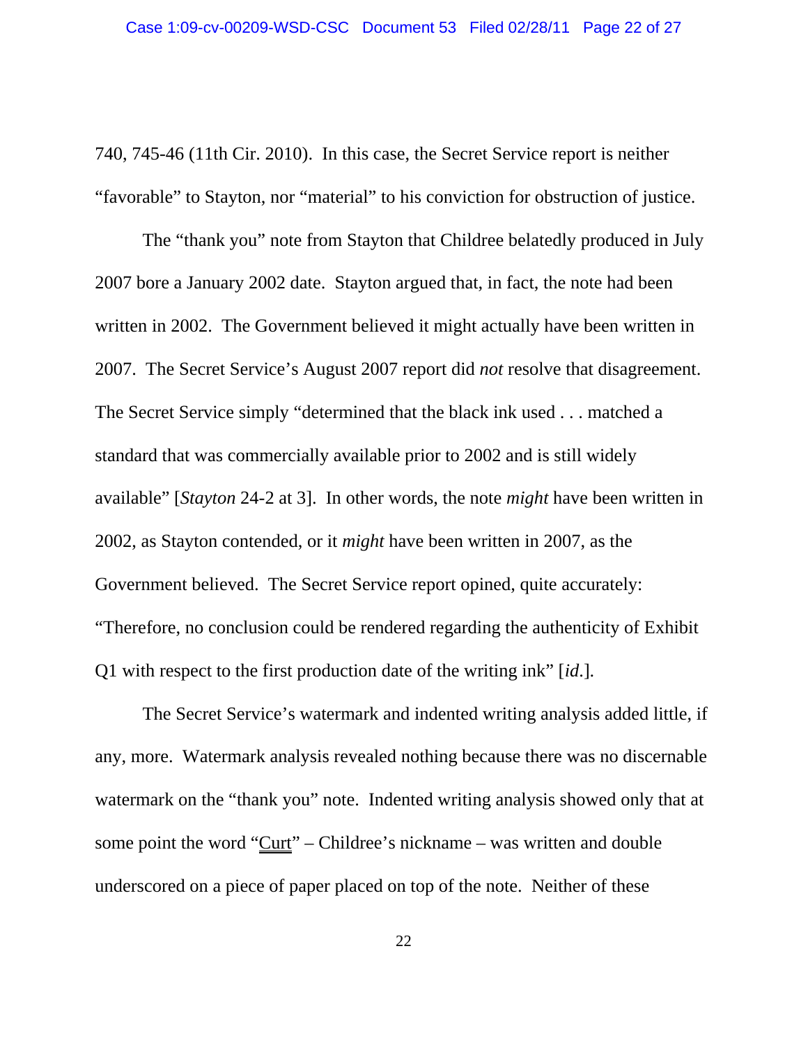740, 745-46 (11th Cir. 2010). In this case, the Secret Service report is neither "favorable" to Stayton, nor "material" to his conviction for obstruction of justice.

The "thank you" note from Stayton that Childree belatedly produced in July 2007 bore a January 2002 date. Stayton argued that, in fact, the note had been written in 2002. The Government believed it might actually have been written in 2007. The Secret Service's August 2007 report did *not* resolve that disagreement. The Secret Service simply "determined that the black ink used . . . matched a standard that was commercially available prior to 2002 and is still widely available" [*Stayton* 24-2 at 3]. In other words, the note *might* have been written in 2002, as Stayton contended, or it *might* have been written in 2007, as the Government believed. The Secret Service report opined, quite accurately: "Therefore, no conclusion could be rendered regarding the authenticity of Exhibit Q1 with respect to the first production date of the writing ink" [*id.*].

The Secret Service's watermark and indented writing analysis added little, if any, more. Watermark analysis revealed nothing because there was no discernable watermark on the "thank you" note. Indented writing analysis showed only that at some point the word "<u>Curt</u>" – Childree's nickname – was written and double underscored on a piece of paper placed on top of the note. Neither of these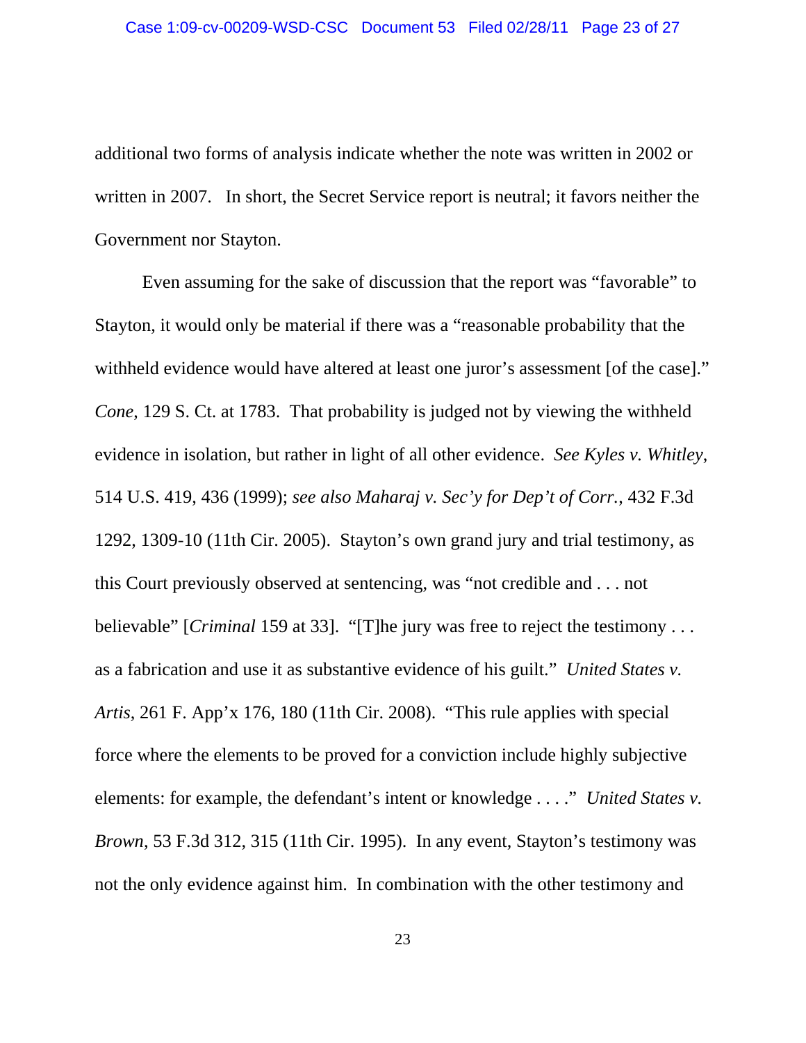additional two forms of analysis indicate whether the note was written in 2002 or written in 2007. In short, the Secret Service report is neutral; it favors neither the Government nor Stayton.

Even assuming for the sake of discussion that the report was "favorable" to Stayton, it would only be material if there was a "reasonable probability that the withheld evidence would have altered at least one juror's assessment [of the case]." *Cone*, 129 S. Ct. at 1783. That probability is judged not by viewing the withheld evidence in isolation, but rather in light of all other evidence. *See Kyles v. Whitley*, 514 U.S. 419, 436 (1999); *see also Maharaj v. Sec'y for Dep't of Corr.*, 432 F.3d 1292, 1309-10 (11th Cir. 2005). Stayton's own grand jury and trial testimony, as this Court previously observed at sentencing, was "not credible and . . . not believable" [*Criminal* 159 at 33]. "[T]he jury was free to reject the testimony . . . as a fabrication and use it as substantive evidence of his guilt." *United States v. Artis*, 261 F. App'x 176, 180 (11th Cir. 2008). "This rule applies with special force where the elements to be proved for a conviction include highly subjective elements: for example, the defendant's intent or knowledge . . . ." *United States v. Brown*, 53 F.3d 312, 315 (11th Cir. 1995). In any event, Stayton's testimony was not the only evidence against him. In combination with the other testimony and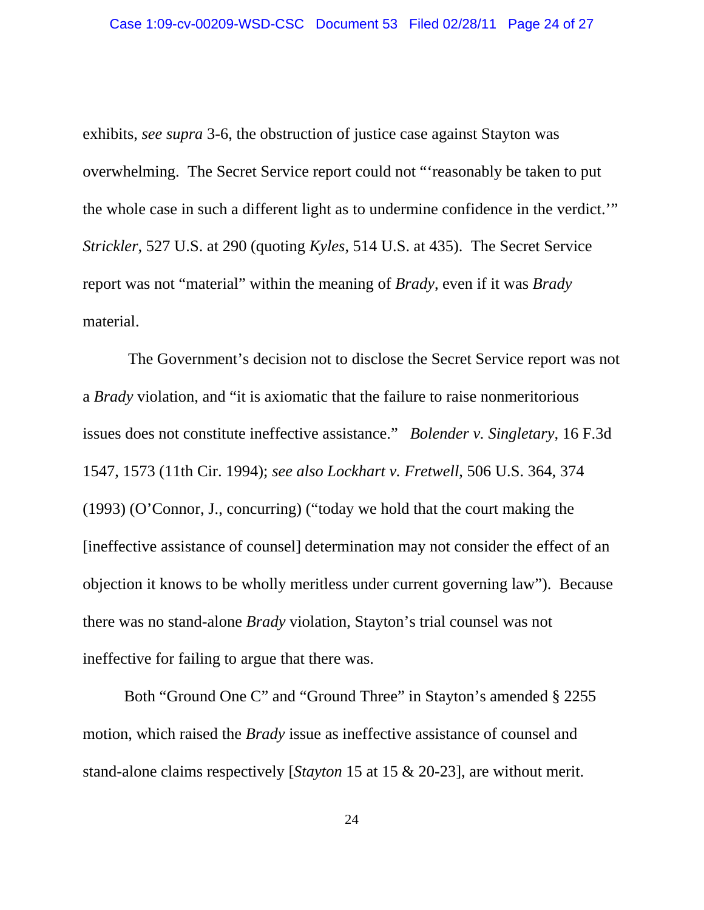exhibits, *see supra* 3-6, the obstruction of justice case against Stayton was overwhelming. The Secret Service report could not "'reasonably be taken to put the whole case in such a different light as to undermine confidence in the verdict.'" *Strickler*, 527 U.S. at 290 (quoting *Kyles*, 514 U.S. at 435). The Secret Service report was not "material" within the meaning of *Brady*, even if it was *Brady* material.

The Government's decision not to disclose the Secret Service report was not a *Brady* violation, and "it is axiomatic that the failure to raise nonmeritorious issues does not constitute ineffective assistance." *Bolender v. Singletary*, 16 F.3d 1547, 1573 (11th Cir. 1994); *see also Lockhart v. Fretwell*, 506 U.S. 364, 374 (1993) (O'Connor, J., concurring) ("today we hold that the court making the [ineffective assistance of counsel] determination may not consider the effect of an objection it knows to be wholly meritless under current governing law"). Because there was no stand-alone *Brady* violation, Stayton's trial counsel was not ineffective for failing to argue that there was.

Both "Ground One C" and "Ground Three" in Stayton's amended § 2255 motion, which raised the *Brady* issue as ineffective assistance of counsel and stand-alone claims respectively [*Stayton* 15 at 15 & 20-23], are without merit.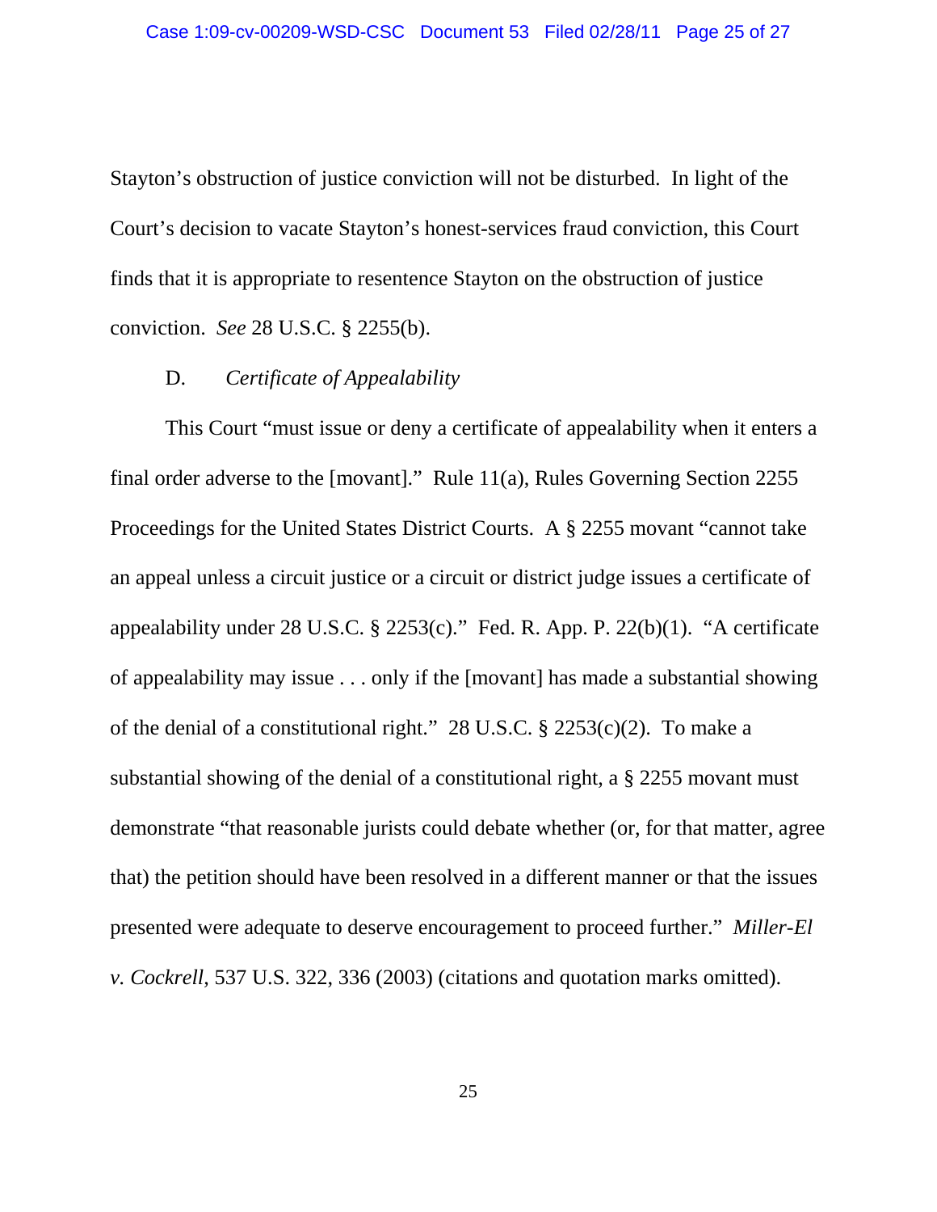Stayton's obstruction of justice conviction will not be disturbed. In light of the Court's decision to vacate Stayton's honest-services fraud conviction, this Court finds that it is appropriate to resentence Stayton on the obstruction of justice conviction. *See* 28 U.S.C. § 2255(b).

### D. *Certificate of Appealability*

This Court "must issue or deny a certificate of appealability when it enters a final order adverse to the [movant]." Rule 11(a), Rules Governing Section 2255 Proceedings for the United States District Courts. A § 2255 movant "cannot take an appeal unless a circuit justice or a circuit or district judge issues a certificate of appealability under 28 U.S.C. § 2253(c)." Fed. R. App. P. 22(b)(1). "A certificate of appealability may issue . . . only if the [movant] has made a substantial showing of the denial of a constitutional right." 28 U.S.C. § 2253(c)(2). To make a substantial showing of the denial of a constitutional right, a § 2255 movant must demonstrate "that reasonable jurists could debate whether (or, for that matter, agree that) the petition should have been resolved in a different manner or that the issues presented were adequate to deserve encouragement to proceed further." *Miller-El v. Cockrell*, 537 U.S. 322, 336 (2003) (citations and quotation marks omitted).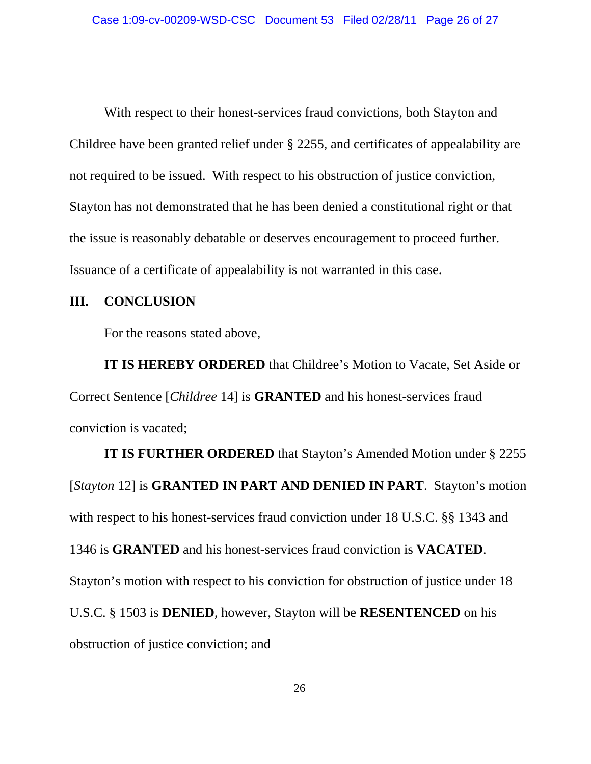With respect to their honest-services fraud convictions, both Stayton and Childree have been granted relief under § 2255, and certificates of appealability are not required to be issued. With respect to his obstruction of justice conviction, Stayton has not demonstrated that he has been denied a constitutional right or that the issue is reasonably debatable or deserves encouragement to proceed further. Issuance of a certificate of appealability is not warranted in this case.

## III. CONCLUSION

For the reasons stated above,

**IT IS HEREBY ORDERED** that Childree's Motion to Vacate, Set Aside or Correct Sentence [*Childree* 14] is **GRANTED** and his honest-services fraud conviction is vacated;

**IT IS FURTHER ORDERED** that Stayton's Amended Motion under § 2255 [*Stayton* 12] is **GRANTED IN PART AND DENIED IN PART**. Stayton's motion with respect to his honest-services fraud conviction under 18 U.S.C. §§ 1343 and 1346 is **GRANTED** and his honest-services fraud conviction is **VACATED**. Stayton's motion with respect to his conviction for obstruction of justice under 18 U.S.C. § 1503 is **DENIED**, however, Stayton will be **RESENTENCED** on his obstruction of justice conviction; and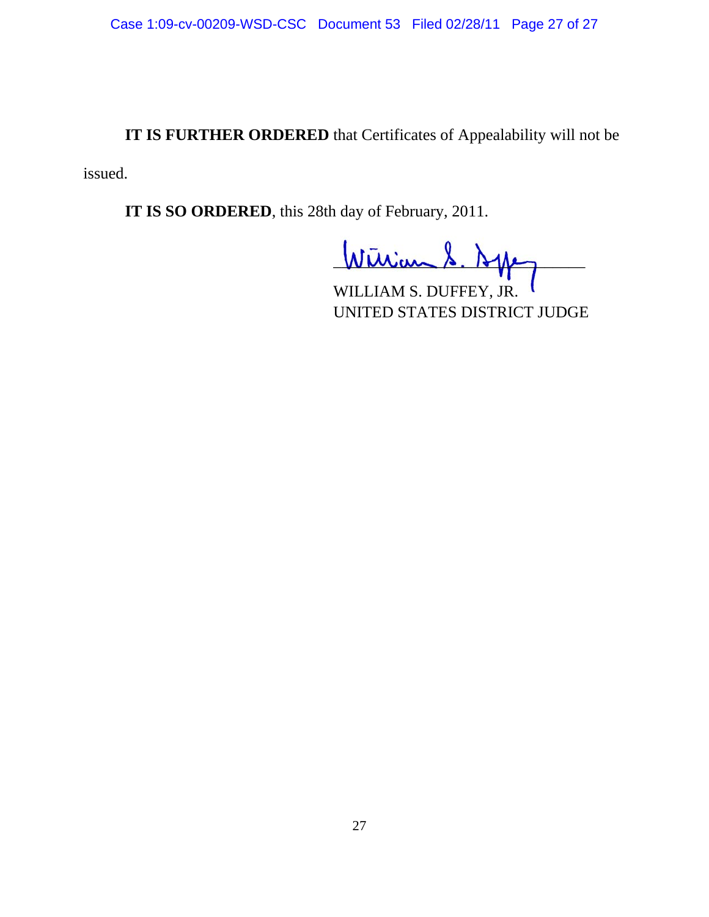**IT IS FURTHER ORDERED** that Certificates of Appealability will not be issued.

**IT IS SO ORDERED**, this 28th day of February, 2011.

WILLIAM S. DUFFEY, JR.
UNITED STATES DISTRICT JUDGE